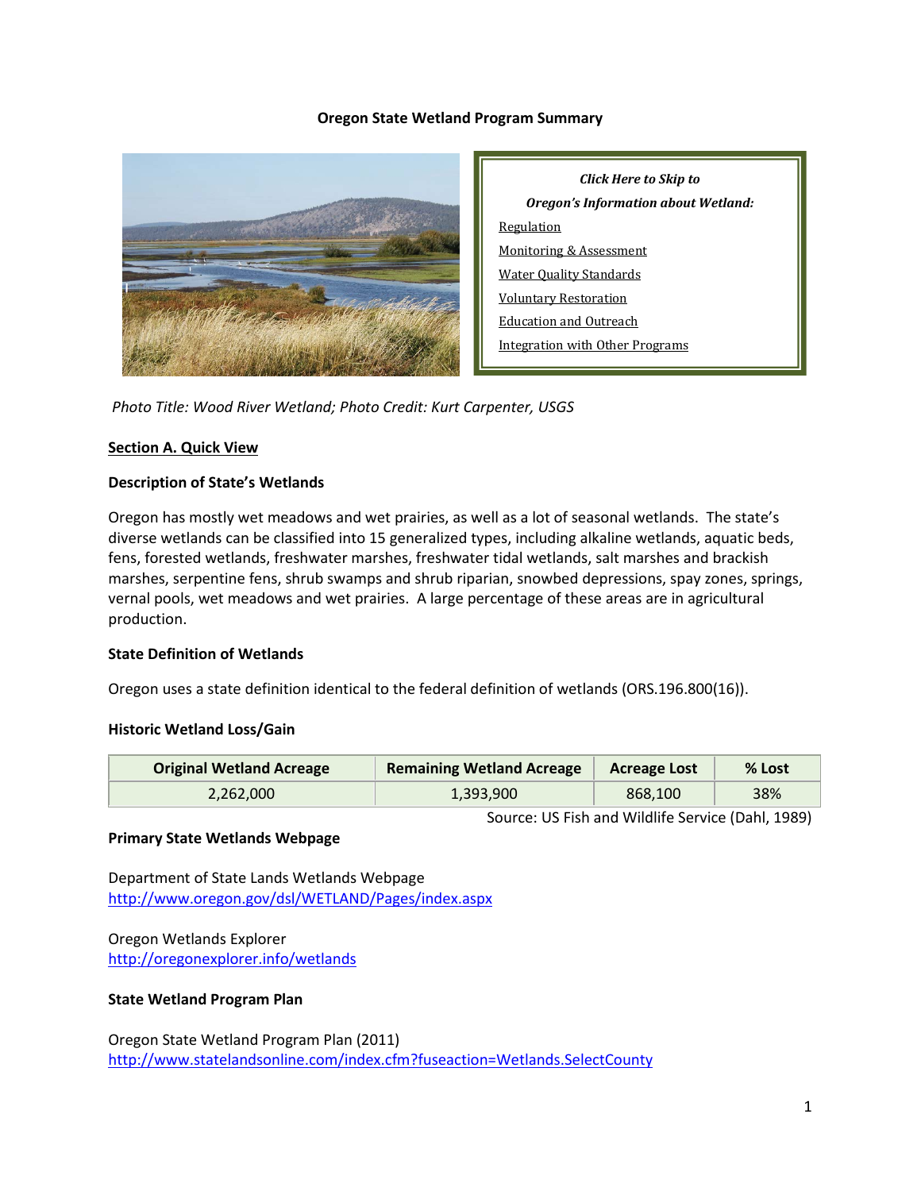# Oregon State Wetland Program Summary

*Click Here to Skip to*

*Oregon's Information about Wetland:*

- Regulation
- Monitoring & Assessment
- Water Quality Standards
- Voluntary Restoration
- Education and Outreach
- Integration with Other Programs

*Photo Title: Wood River Wetland; Photo Credit: Kurt Carpenter, USGS*

## Section A. Quick View

### Description of State's Wetlands

Oregon has mostly wet meadows and wet prairies, as well as a lot of seasonal wetlands. The state's diverse wetlands can be classified into 15 generalized types, including alkaline wetlands, aquatic beds, fens, forested wetlands, freshwater marshes, freshwater tidal wetlands, salt marshes and brackish marshes, serpentine fens, shrub swamps and shrub riparian, snowbed depressions, spay zones, springs, vernal pools, wet meadows and wet prairies. A large percentage of these areas are in agricultural production.

### State Definition of Wetlands

Oregon uses a state definition identical to the federal definition of wetlands (ORS.196.800(16)).

### Historic Wetland Loss/Gain

| Original Wetland Acreage | Remaining Wetland Acreage | Acreage Lost | % Lost |
|---|---|---|---|
| 2,262,000 | 1,393,900 | 868,100 | 38% |

Source: US Fish and Wildlife Service (Dahl, 1989)

### Primary State Wetlands Webpage

Department of State Lands Wetlands Webpage
http://www.oregon.gov/dsl/WETLAND/Pages/index.aspx

Oregon Wetlands Explorer
http://oregonexplorer.info/wetlands

### State Wetland Program Plan

Oregon State Wetland Program Plan (2011)
http://www.statelandsonline.com/index.cfm?fuseaction=Wetlands.SelectCounty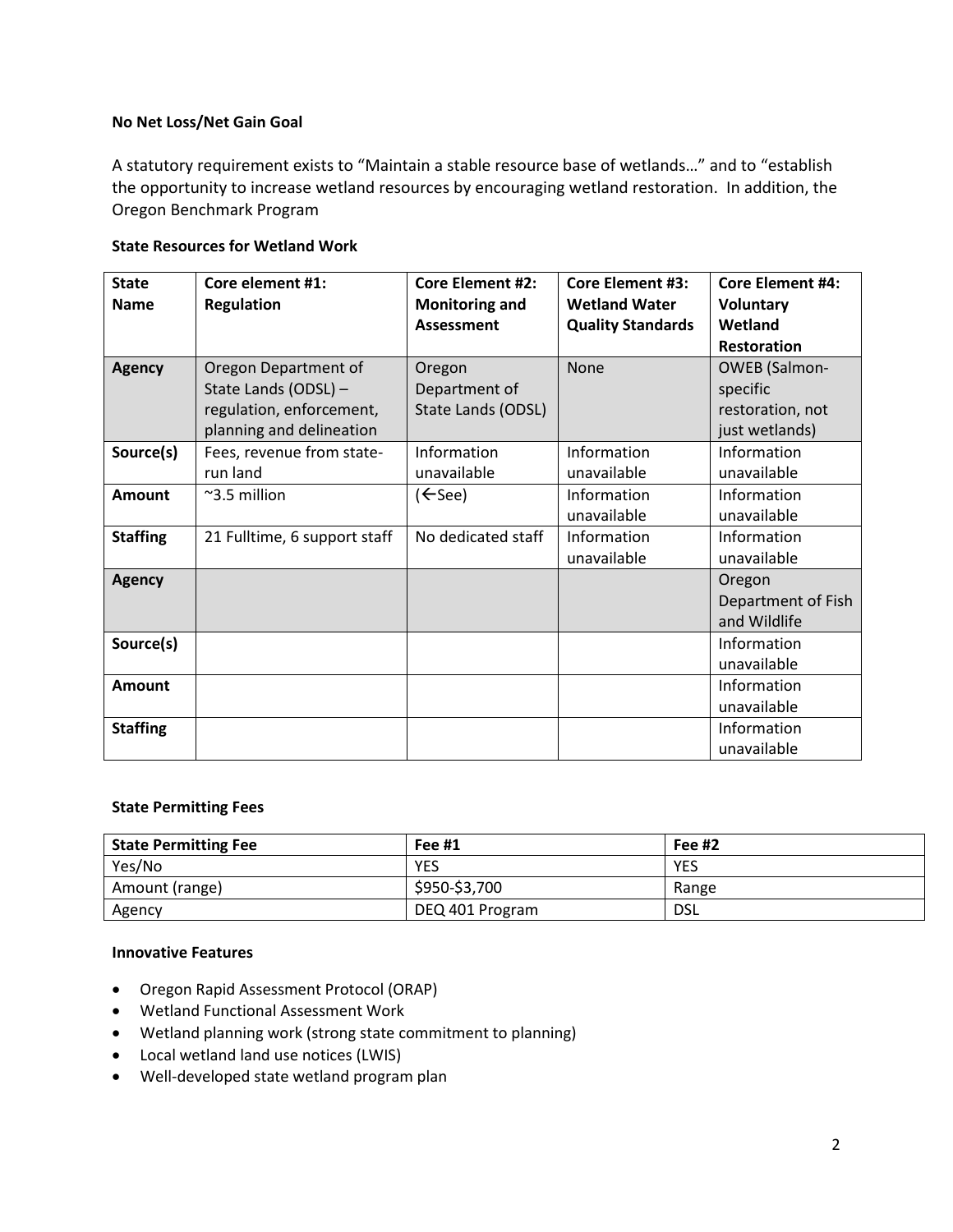**No Net Loss/Net Gain Goal**

A statutory requirement exists to "Maintain a stable resource base of wetlands…" and to "establish the opportunity to increase wetland resources by encouraging wetland restoration. In addition, the Oregon Benchmark Program

**State Resources for Wetland Work**

| State Name | Core element #1: Regulation | Core Element #2: Monitoring and Assessment | Core Element #3: Wetland Water Quality Standards | Core Element #4: Voluntary Wetland Restoration |
|---|---|---|---|---|
| **Agency** | Oregon Department of State Lands (ODSL) – regulation, enforcement, planning and delineation | Oregon Department of State Lands (ODSL) | None | OWEB (Salmon-specific restoration, not just wetlands) |
| **Source(s)** | Fees, revenue from state-run land | Information unavailable | Information unavailable | Information unavailable |
| **Amount** | ~3.5 million | (←See) | Information unavailable | Information unavailable |
| **Staffing** | 21 Fulltime, 6 support staff | No dedicated staff | Information unavailable | Information unavailable |
| **Agency** | | | | Oregon Department of Fish and Wildlife |
| **Source(s)** | | | | Information unavailable |
| **Amount** | | | | Information unavailable |
| **Staffing** | | | | Information unavailable |

**State Permitting Fees**

| State Permitting Fee | Fee #1 | Fee #2 |
|---|---|---|
| Yes/No | YES | YES |
| Amount (range) | $950-$3,700 | Range |
| Agency | DEQ 401 Program | DSL |

**Innovative Features**

- Oregon Rapid Assessment Protocol (ORAP)
- Wetland Functional Assessment Work
- Wetland planning work (strong state commitment to planning)
- Local wetland land use notices (LWIS)
- Well-developed state wetland program plan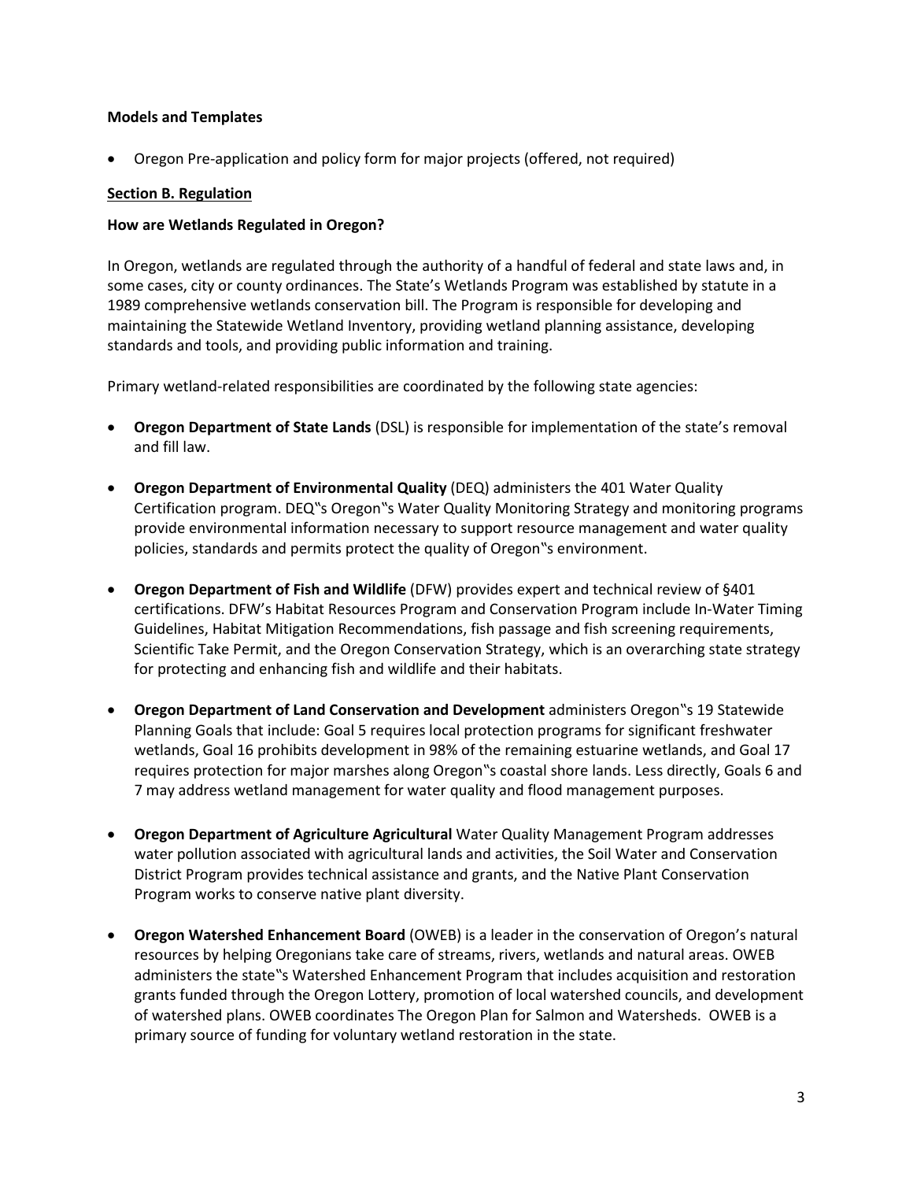**Models and Templates**

- Oregon Pre-application and policy form for major projects (offered, not required)

**Section B. Regulation**

**How are Wetlands Regulated in Oregon?**

In Oregon, wetlands are regulated through the authority of a handful of federal and state laws and, in some cases, city or county ordinances. The State's Wetlands Program was established by statute in a 1989 comprehensive wetlands conservation bill. The Program is responsible for developing and maintaining the Statewide Wetland Inventory, providing wetland planning assistance, developing standards and tools, and providing public information and training.

Primary wetland-related responsibilities are coordinated by the following state agencies:

- **Oregon Department of State Lands** (DSL) is responsible for implementation of the state's removal and fill law.
- **Oregon Department of Environmental Quality** (DEQ) administers the 401 Water Quality Certification program. DEQ‟s Oregon‟s Water Quality Monitoring Strategy and monitoring programs provide environmental information necessary to support resource management and water quality policies, standards and permits protect the quality of Oregon‟s environment.
- **Oregon Department of Fish and Wildlife** (DFW) provides expert and technical review of §401 certifications. DFW's Habitat Resources Program and Conservation Program include In-Water Timing Guidelines, Habitat Mitigation Recommendations, fish passage and fish screening requirements, Scientific Take Permit, and the Oregon Conservation Strategy, which is an overarching state strategy for protecting and enhancing fish and wildlife and their habitats.
- **Oregon Department of Land Conservation and Development** administers Oregon‟s 19 Statewide Planning Goals that include: Goal 5 requires local protection programs for significant freshwater wetlands, Goal 16 prohibits development in 98% of the remaining estuarine wetlands, and Goal 17 requires protection for major marshes along Oregon‟s coastal shore lands. Less directly, Goals 6 and 7 may address wetland management for water quality and flood management purposes.
- **Oregon Department of Agriculture Agricultural** Water Quality Management Program addresses water pollution associated with agricultural lands and activities, the Soil Water and Conservation District Program provides technical assistance and grants, and the Native Plant Conservation Program works to conserve native plant diversity.
- **Oregon Watershed Enhancement Board** (OWEB) is a leader in the conservation of Oregon's natural resources by helping Oregonians take care of streams, rivers, wetlands and natural areas. OWEB administers the state‟s Watershed Enhancement Program that includes acquisition and restoration grants funded through the Oregon Lottery, promotion of local watershed councils, and development of watershed plans. OWEB coordinates The Oregon Plan for Salmon and Watersheds. OWEB is a primary source of funding for voluntary wetland restoration in the state.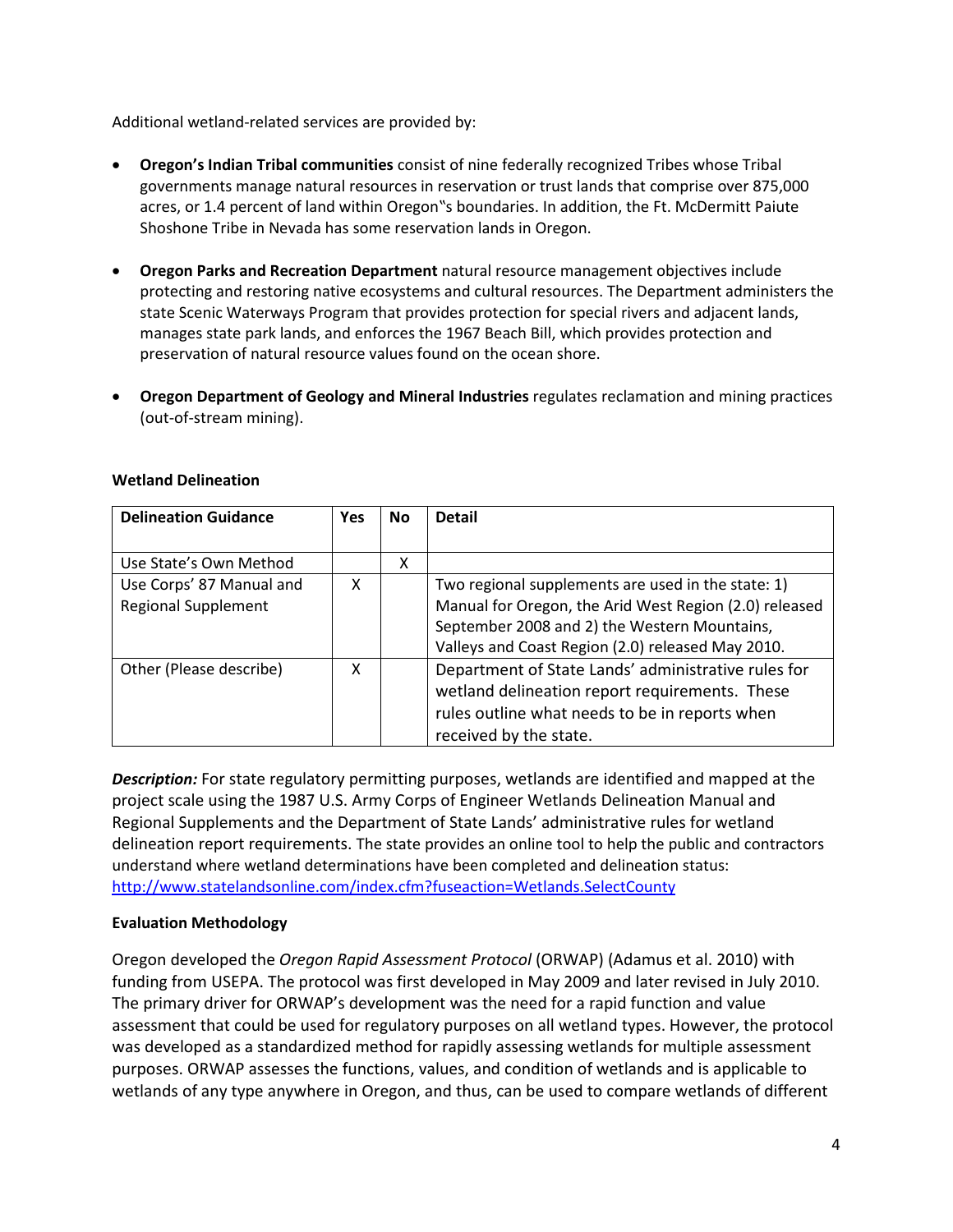Additional wetland-related services are provided by:

- **Oregon's Indian Tribal communities** consist of nine federally recognized Tribes whose Tribal governments manage natural resources in reservation or trust lands that comprise over 875,000 acres, or 1.4 percent of land within Oregon"s boundaries. In addition, the Ft. McDermitt Paiute Shoshone Tribe in Nevada has some reservation lands in Oregon.

- **Oregon Parks and Recreation Department** natural resource management objectives include protecting and restoring native ecosystems and cultural resources. The Department administers the state Scenic Waterways Program that provides protection for special rivers and adjacent lands, manages state park lands, and enforces the 1967 Beach Bill, which provides protection and preservation of natural resource values found on the ocean shore.

- **Oregon Department of Geology and Mineral Industries** regulates reclamation and mining practices (out-of-stream mining).

**Wetland Delineation**

| Delineation Guidance | Yes | No | Detail |
|---|---|---|---|
| Use State's Own Method | | X | |
| Use Corps' 87 Manual and Regional Supplement | X | | Two regional supplements are used in the state: 1) Manual for Oregon, the Arid West Region (2.0) released September 2008 and 2) the Western Mountains, Valleys and Coast Region (2.0) released May 2010. |
| Other (Please describe) | X | | Department of State Lands' administrative rules for wetland delineation report requirements. These rules outline what needs to be in reports when received by the state. |

***Description:*** For state regulatory permitting purposes, wetlands are identified and mapped at the project scale using the 1987 U.S. Army Corps of Engineer Wetlands Delineation Manual and Regional Supplements and the Department of State Lands' administrative rules for wetland delineation report requirements. The state provides an online tool to help the public and contractors understand where wetland determinations have been completed and delineation status: http://www.statelandsonline.com/index.cfm?fuseaction=Wetlands.SelectCounty

**Evaluation Methodology**

Oregon developed the *Oregon Rapid Assessment Protocol* (ORWAP) (Adamus et al. 2010) with funding from USEPA. The protocol was first developed in May 2009 and later revised in July 2010. The primary driver for ORWAP's development was the need for a rapid function and value assessment that could be used for regulatory purposes on all wetland types. However, the protocol was developed as a standardized method for rapidly assessing wetlands for multiple assessment purposes. ORWAP assesses the functions, values, and condition of wetlands and is applicable to wetlands of any type anywhere in Oregon, and thus, can be used to compare wetlands of different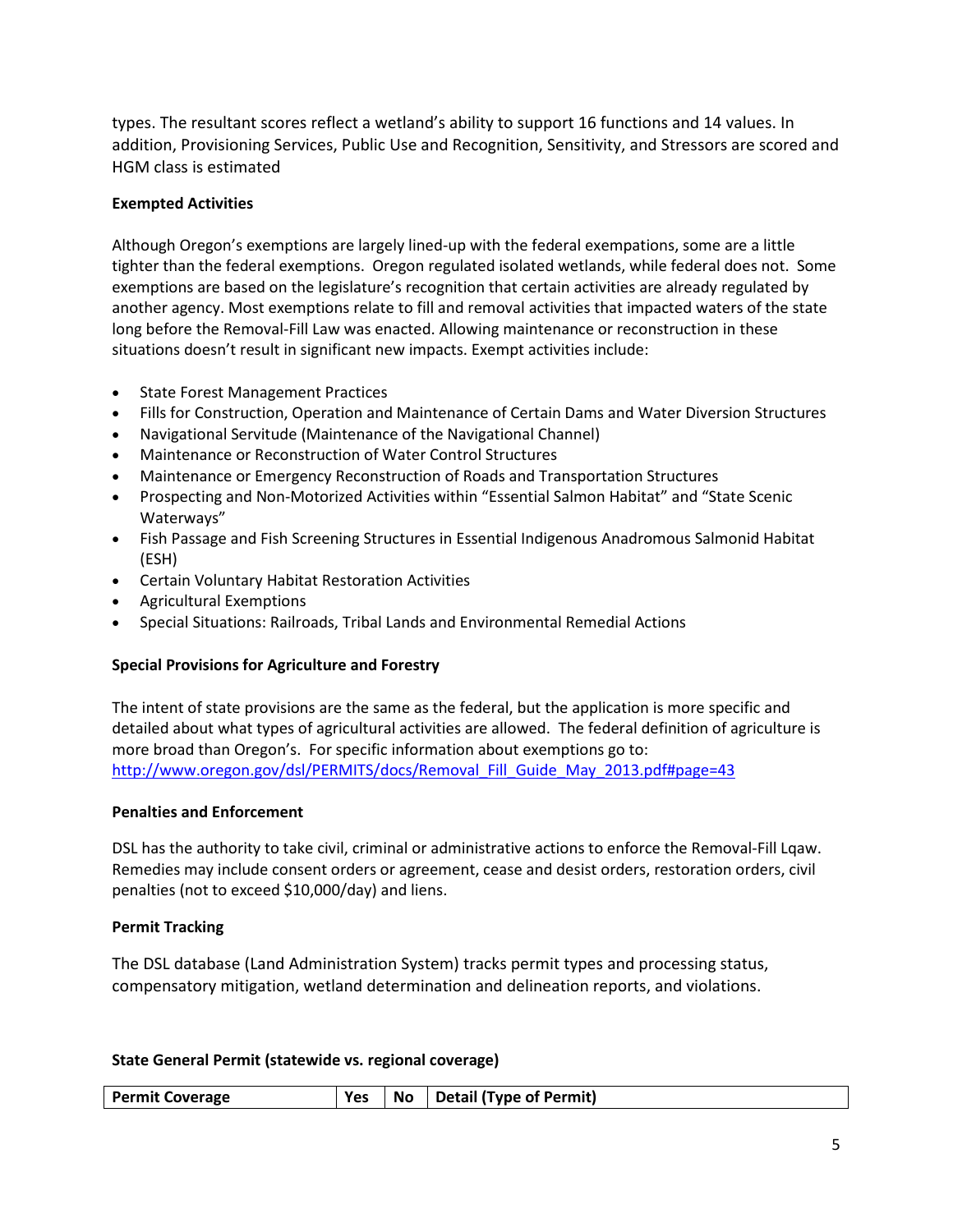types. The resultant scores reflect a wetland's ability to support 16 functions and 14 values. In addition, Provisioning Services, Public Use and Recognition, Sensitivity, and Stressors are scored and HGM class is estimated

**Exempted Activities**

Although Oregon's exemptions are largely lined-up with the federal exempations, some are a little tighter than the federal exemptions. Oregon regulated isolated wetlands, while federal does not. Some exemptions are based on the legislature's recognition that certain activities are already regulated by another agency. Most exemptions relate to fill and removal activities that impacted waters of the state long before the Removal-Fill Law was enacted. Allowing maintenance or reconstruction in these situations doesn't result in significant new impacts. Exempt activities include:

- State Forest Management Practices
- Fills for Construction, Operation and Maintenance of Certain Dams and Water Diversion Structures
- Navigational Servitude (Maintenance of the Navigational Channel)
- Maintenance or Reconstruction of Water Control Structures
- Maintenance or Emergency Reconstruction of Roads and Transportation Structures
- Prospecting and Non-Motorized Activities within "Essential Salmon Habitat" and "State Scenic Waterways"
- Fish Passage and Fish Screening Structures in Essential Indigenous Anadromous Salmonid Habitat (ESH)
- Certain Voluntary Habitat Restoration Activities
- Agricultural Exemptions
- Special Situations: Railroads, Tribal Lands and Environmental Remedial Actions

**Special Provisions for Agriculture and Forestry**

The intent of state provisions are the same as the federal, but the application is more specific and detailed about what types of agricultural activities are allowed. The federal definition of agriculture is more broad than Oregon's. For specific information about exemptions go to: [http://www.oregon.gov/dsl/PERMITS/docs/Removal_Fill_Guide_May_2013.pdf#page=43](http://www.oregon.gov/dsl/PERMITS/docs/Removal_Fill_Guide_May_2013.pdf#page=43)

**Penalties and Enforcement**

DSL has the authority to take civil, criminal or administrative actions to enforce the Removal-Fill Lqaw. Remedies may include consent orders or agreement, cease and desist orders, restoration orders, civil penalties (not to exceed $10,000/day) and liens.

**Permit Tracking**

The DSL database (Land Administration System) tracks permit types and processing status, compensatory mitigation, wetland determination and delineation reports, and violations.

**State General Permit (statewide vs. regional coverage)**

| Permit Coverage | Yes | No | Detail (Type of Permit) |
|---|---|---|---|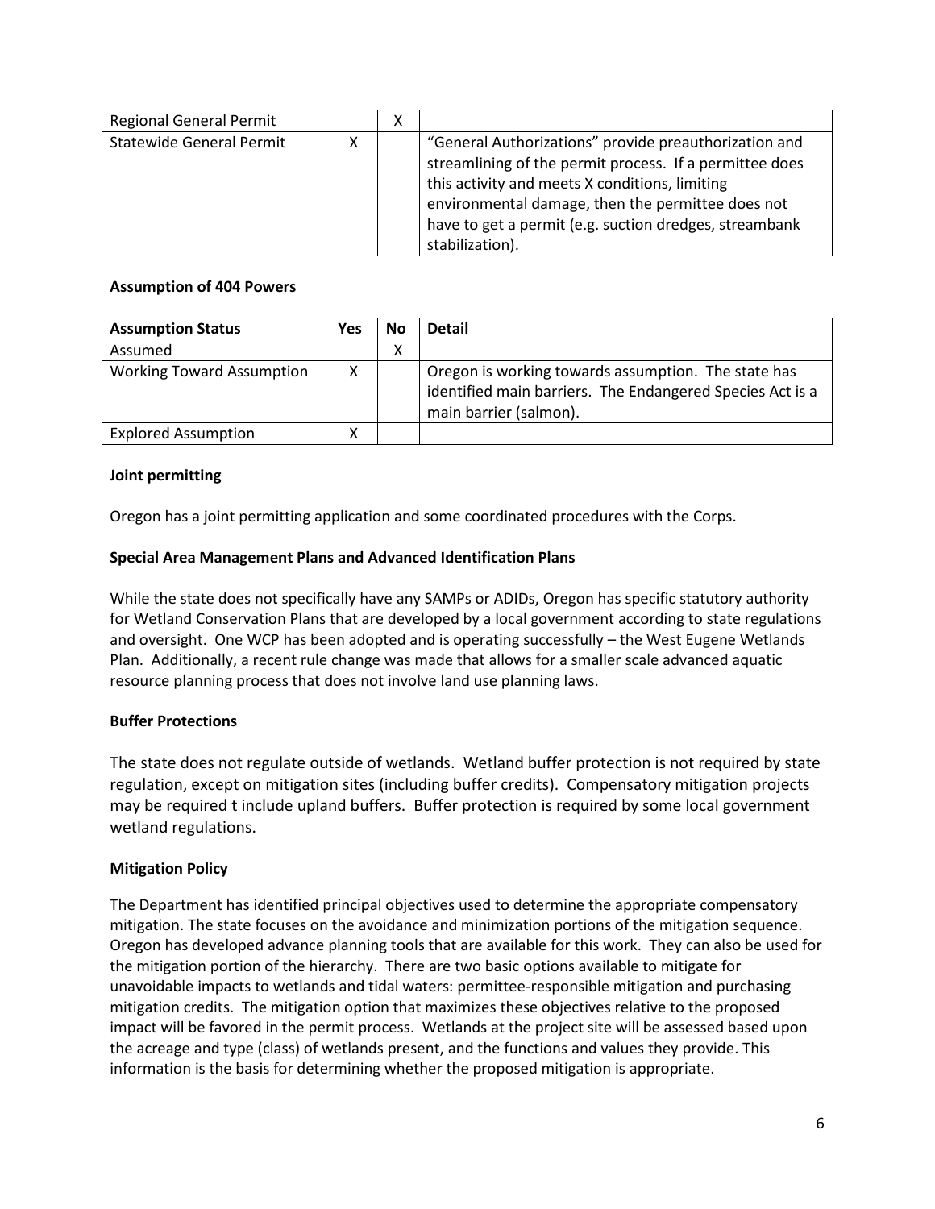| Regional General Permit | | X | |
|---|---|---|---|
| Statewide General Permit | X | | "General Authorizations" provide preauthorization and streamlining of the permit process. If a permittee does this activity and meets X conditions, limiting environmental damage, then the permittee does not have to get a permit (e.g. suction dredges, streambank stabilization). |

**Assumption of 404 Powers**

| Assumption Status | Yes | No | Detail |
|---|---|---|---|
| Assumed | | X | |
| Working Toward Assumption | X | | Oregon is working towards assumption. The state has identified main barriers. The Endangered Species Act is a main barrier (salmon). |
| Explored Assumption | X | | |

**Joint permitting**

Oregon has a joint permitting application and some coordinated procedures with the Corps.

**Special Area Management Plans and Advanced Identification Plans**

While the state does not specifically have any SAMPs or ADIDs, Oregon has specific statutory authority for Wetland Conservation Plans that are developed by a local government according to state regulations and oversight. One WCP has been adopted and is operating successfully – the West Eugene Wetlands Plan. Additionally, a recent rule change was made that allows for a smaller scale advanced aquatic resource planning process that does not involve land use planning laws.

**Buffer Protections**

The state does not regulate outside of wetlands. Wetland buffer protection is not required by state regulation, except on mitigation sites (including buffer credits). Compensatory mitigation projects may be required t include upland buffers. Buffer protection is required by some local government wetland regulations.

**Mitigation Policy**

The Department has identified principal objectives used to determine the appropriate compensatory mitigation. The state focuses on the avoidance and minimization portions of the mitigation sequence. Oregon has developed advance planning tools that are available for this work. They can also be used for the mitigation portion of the hierarchy. There are two basic options available to mitigate for unavoidable impacts to wetlands and tidal waters: permittee-responsible mitigation and purchasing mitigation credits. The mitigation option that maximizes these objectives relative to the proposed impact will be favored in the permit process. Wetlands at the project site will be assessed based upon the acreage and type (class) of wetlands present, and the functions and values they provide. This information is the basis for determining whether the proposed mitigation is appropriate.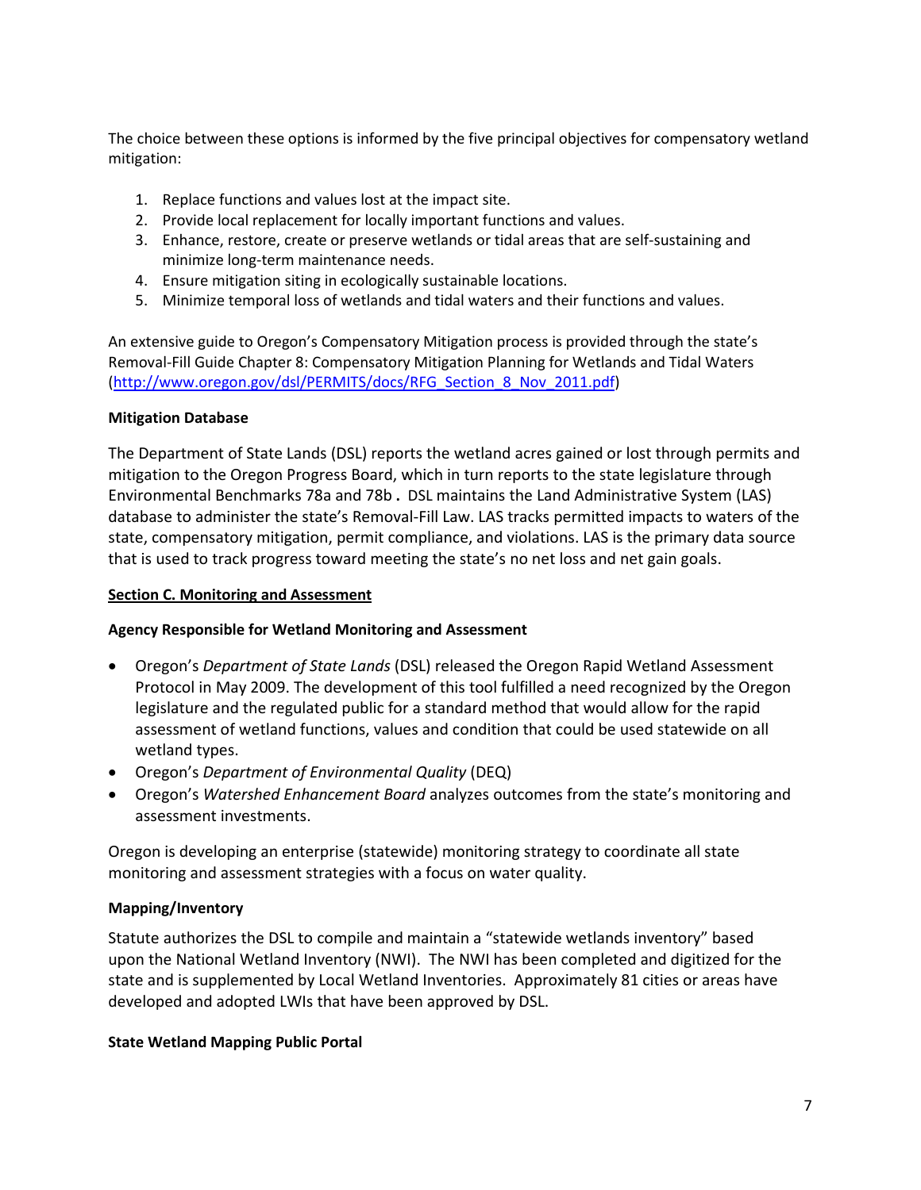The choice between these options is informed by the five principal objectives for compensatory wetland mitigation:

1. Replace functions and values lost at the impact site.
2. Provide local replacement for locally important functions and values.
3. Enhance, restore, create or preserve wetlands or tidal areas that are self-sustaining and minimize long-term maintenance needs.
4. Ensure mitigation siting in ecologically sustainable locations.
5. Minimize temporal loss of wetlands and tidal waters and their functions and values.

An extensive guide to Oregon's Compensatory Mitigation process is provided through the state's Removal-Fill Guide Chapter 8: Compensatory Mitigation Planning for Wetlands and Tidal Waters ([http://www.oregon.gov/dsl/PERMITS/docs/RFG_Section_8_Nov_2011.pdf](http://www.oregon.gov/dsl/PERMITS/docs/RFG_Section_8_Nov_2011.pdf))

**Mitigation Database**

The Department of State Lands (DSL) reports the wetland acres gained or lost through permits and mitigation to the Oregon Progress Board, which in turn reports to the state legislature through Environmental Benchmarks 78a and 78b. DSL maintains the Land Administrative System (LAS) database to administer the state's Removal-Fill Law. LAS tracks permitted impacts to waters of the state, compensatory mitigation, permit compliance, and violations. LAS is the primary data source that is used to track progress toward meeting the state's no net loss and net gain goals.

**Section C. Monitoring and Assessment**

**Agency Responsible for Wetland Monitoring and Assessment**

- Oregon's *Department of State Lands* (DSL) released the Oregon Rapid Wetland Assessment Protocol in May 2009. The development of this tool fulfilled a need recognized by the Oregon legislature and the regulated public for a standard method that would allow for the rapid assessment of wetland functions, values and condition that could be used statewide on all wetland types.
- Oregon's *Department of Environmental Quality* (DEQ)
- Oregon's *Watershed Enhancement Board* analyzes outcomes from the state's monitoring and assessment investments.

Oregon is developing an enterprise (statewide) monitoring strategy to coordinate all state monitoring and assessment strategies with a focus on water quality.

**Mapping/Inventory**

Statute authorizes the DSL to compile and maintain a "statewide wetlands inventory" based upon the National Wetland Inventory (NWI). The NWI has been completed and digitized for the state and is supplemented by Local Wetland Inventories. Approximately 81 cities or areas have developed and adopted LWIs that have been approved by DSL.

**State Wetland Mapping Public Portal**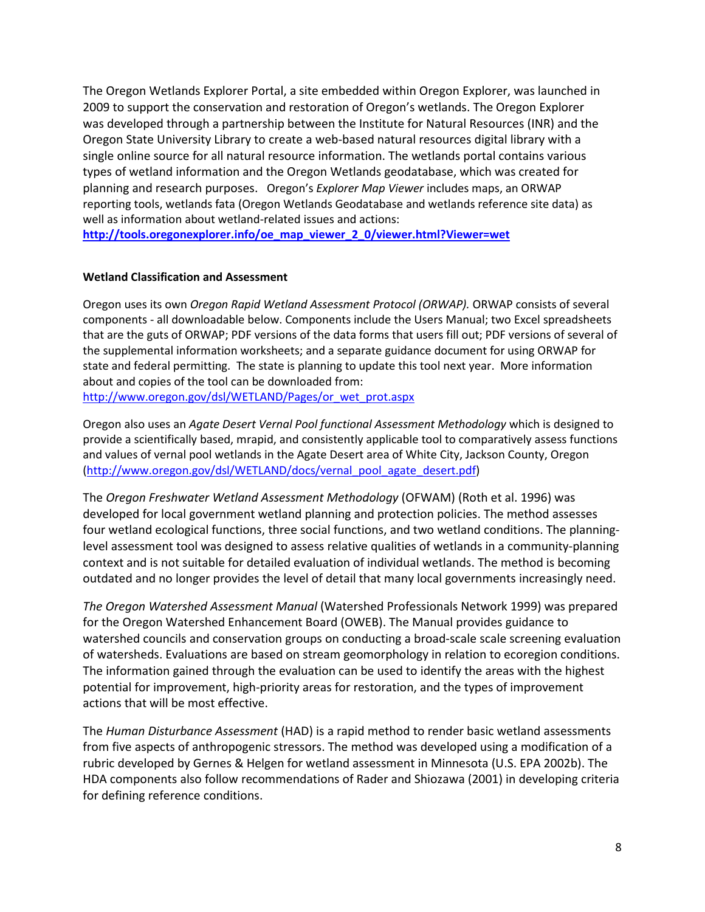The Oregon Wetlands Explorer Portal, a site embedded within Oregon Explorer, was launched in 2009 to support the conservation and restoration of Oregon's wetlands. The Oregon Explorer was developed through a partnership between the Institute for Natural Resources (INR) and the Oregon State University Library to create a web-based natural resources digital library with a single online source for all natural resource information. The wetlands portal contains various types of wetland information and the Oregon Wetlands geodatabase, which was created for planning and research purposes. Oregon's *Explorer Map Viewer* includes maps, an ORWAP reporting tools, wetlands fata (Oregon Wetlands Geodatabase and wetlands reference site data) as well as information about wetland-related issues and actions:
**http://tools.oregonexplorer.info/oe_map_viewer_2_0/viewer.html?Viewer=wet**

**Wetland Classification and Assessment**

Oregon uses its own *Oregon Rapid Wetland Assessment Protocol (ORWAP).* ORWAP consists of several components - all downloadable below. Components include the Users Manual; two Excel spreadsheets that are the guts of ORWAP; PDF versions of the data forms that users fill out; PDF versions of several of the supplemental information worksheets; and a separate guidance document for using ORWAP for state and federal permitting. The state is planning to update this tool next year. More information about and copies of the tool can be downloaded from:
http://www.oregon.gov/dsl/WETLAND/Pages/or_wet_prot.aspx

Oregon also uses an *Agate Desert Vernal Pool functional Assessment Methodology* which is designed to provide a scientifically based, mrapid, and consistently applicable tool to comparatively assess functions and values of vernal pool wetlands in the Agate Desert area of White City, Jackson County, Oregon (http://www.oregon.gov/dsl/WETLAND/docs/vernal_pool_agate_desert.pdf)

The *Oregon Freshwater Wetland Assessment Methodology* (OFWAM) (Roth et al. 1996) was developed for local government wetland planning and protection policies. The method assesses four wetland ecological functions, three social functions, and two wetland conditions. The planning-level assessment tool was designed to assess relative qualities of wetlands in a community-planning context and is not suitable for detailed evaluation of individual wetlands. The method is becoming outdated and no longer provides the level of detail that many local governments increasingly need.

*The Oregon Watershed Assessment Manual* (Watershed Professionals Network 1999) was prepared for the Oregon Watershed Enhancement Board (OWEB). The Manual provides guidance to watershed councils and conservation groups on conducting a broad-scale scale screening evaluation of watersheds. Evaluations are based on stream geomorphology in relation to ecoregion conditions. The information gained through the evaluation can be used to identify the areas with the highest potential for improvement, high-priority areas for restoration, and the types of improvement actions that will be most effective.

The *Human Disturbance Assessment* (HAD) is a rapid method to render basic wetland assessments from five aspects of anthropogenic stressors. The method was developed using a modification of a rubric developed by Gernes & Helgen for wetland assessment in Minnesota (U.S. EPA 2002b). The HDA components also follow recommendations of Rader and Shiozawa (2001) in developing criteria for defining reference conditions.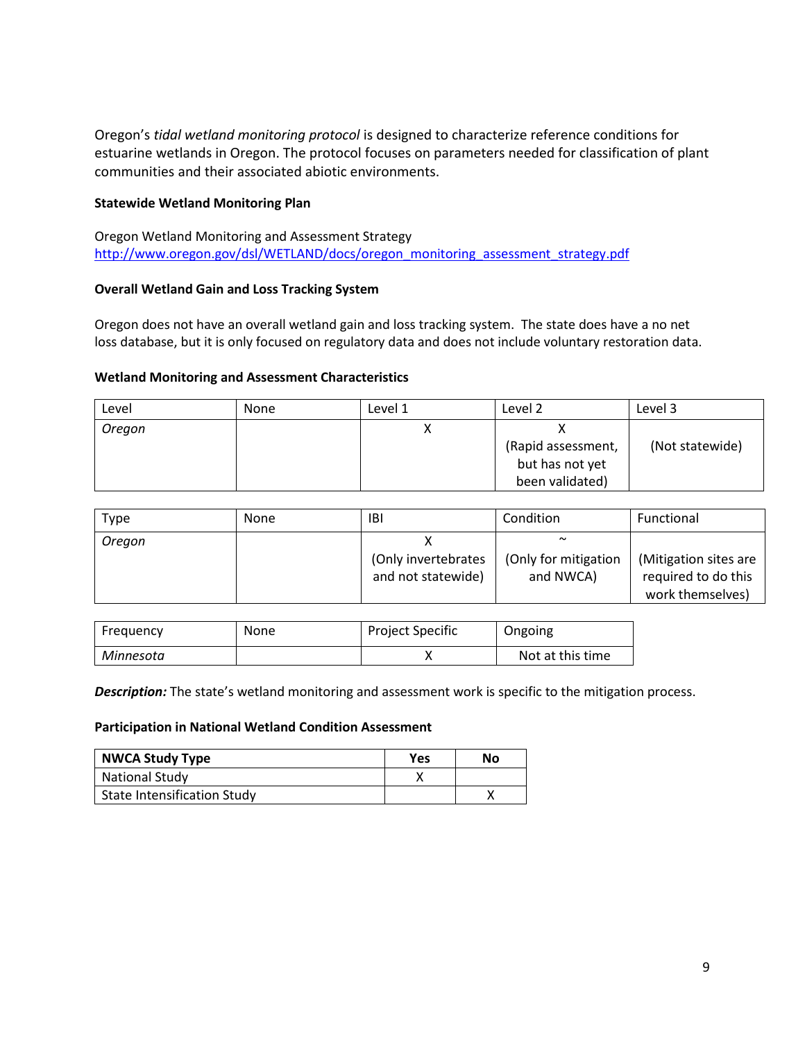Oregon's *tidal wetland monitoring protocol* is designed to characterize reference conditions for estuarine wetlands in Oregon. The protocol focuses on parameters needed for classification of plant communities and their associated abiotic environments.

**Statewide Wetland Monitoring Plan**

Oregon Wetland Monitoring and Assessment Strategy
http://www.oregon.gov/dsl/WETLAND/docs/oregon_monitoring_assessment_strategy.pdf

**Overall Wetland Gain and Loss Tracking System**

Oregon does not have an overall wetland gain and loss tracking system. The state does have a no net loss database, but it is only focused on regulatory data and does not include voluntary restoration data.

**Wetland Monitoring and Assessment Characteristics**

| Level | None | Level 1 | Level 2 | Level 3 |
|---|---|---|---|---|
| *Oregon* | | X | X (Rapid assessment, but has not yet been validated) | (Not statewide) |

| Type | None | IBI | Condition | Functional |
|---|---|---|---|---|
| *Oregon* | | X (Only invertebrates and not statewide) | ~ (Only for mitigation and NWCA) | (Mitigation sites are required to do this work themselves) |

| Frequency | None | Project Specific | Ongoing |
|---|---|---|---|
| *Minnesota* | | X | Not at this time |

***Description:*** The state's wetland monitoring and assessment work is specific to the mitigation process.

**Participation in National Wetland Condition Assessment**

| **NWCA Study Type** | **Yes** | **No** |
|---|---|---|
| National Study | X | |
| State Intensification Study | | X |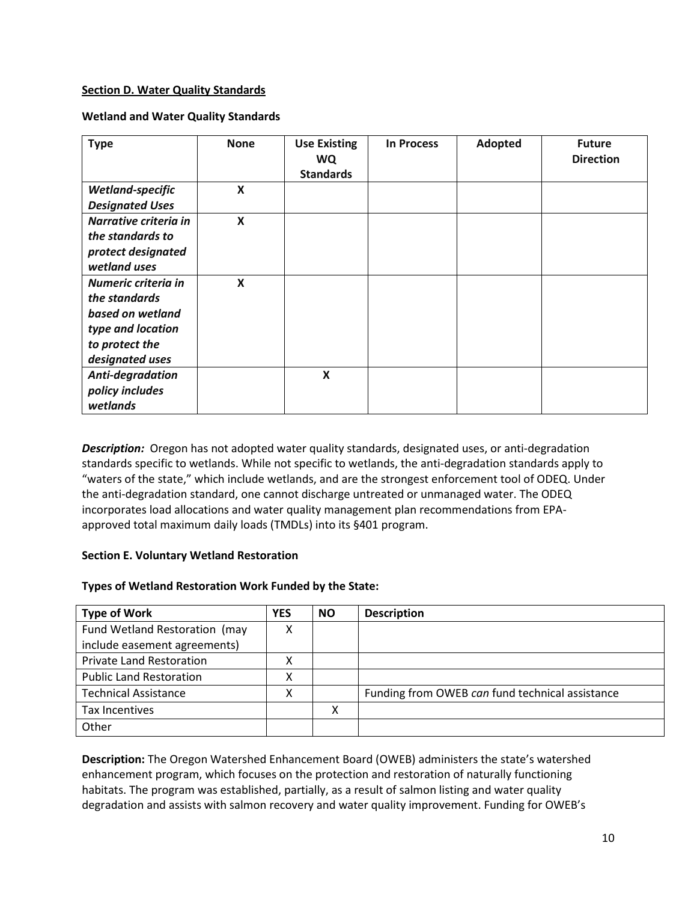**Section D. Water Quality Standards**

**Wetland and Water Quality Standards**

| Type | None | Use Existing WQ Standards | In Process | Adopted | Future Direction |
|---|---|---|---|---|---|
| ***Wetland-specific Designated Uses*** | **X** | | | | |
| ***Narrative criteria in the standards to protect designated wetland uses*** | **X** | | | | |
| ***Numeric criteria in the standards based on wetland type and location to protect the designated uses*** | **X** | | | | |
| ***Anti-degradation policy includes wetlands*** | | **X** | | | |

***Description:*** Oregon has not adopted water quality standards, designated uses, or anti-degradation standards specific to wetlands. While not specific to wetlands, the anti-degradation standards apply to "waters of the state," which include wetlands, and are the strongest enforcement tool of ODEQ. Under the anti-degradation standard, one cannot discharge untreated or unmanaged water. The ODEQ incorporates load allocations and water quality management plan recommendations from EPA-approved total maximum daily loads (TMDLs) into its §401 program.

**Section E. Voluntary Wetland Restoration**

**Types of Wetland Restoration Work Funded by the State:**

| Type of Work | YES | NO | Description |
|---|---|---|---|
| Fund Wetland Restoration (may include easement agreements) | X | | |
| Private Land Restoration | X | | |
| Public Land Restoration | X | | |
| Technical Assistance | X | | Funding from OWEB *can* fund technical assistance |
| Tax Incentives | | X | |
| Other | | | |

**Description:** The Oregon Watershed Enhancement Board (OWEB) administers the state's watershed enhancement program, which focuses on the protection and restoration of naturally functioning habitats. The program was established, partially, as a result of salmon listing and water quality degradation and assists with salmon recovery and water quality improvement. Funding for OWEB's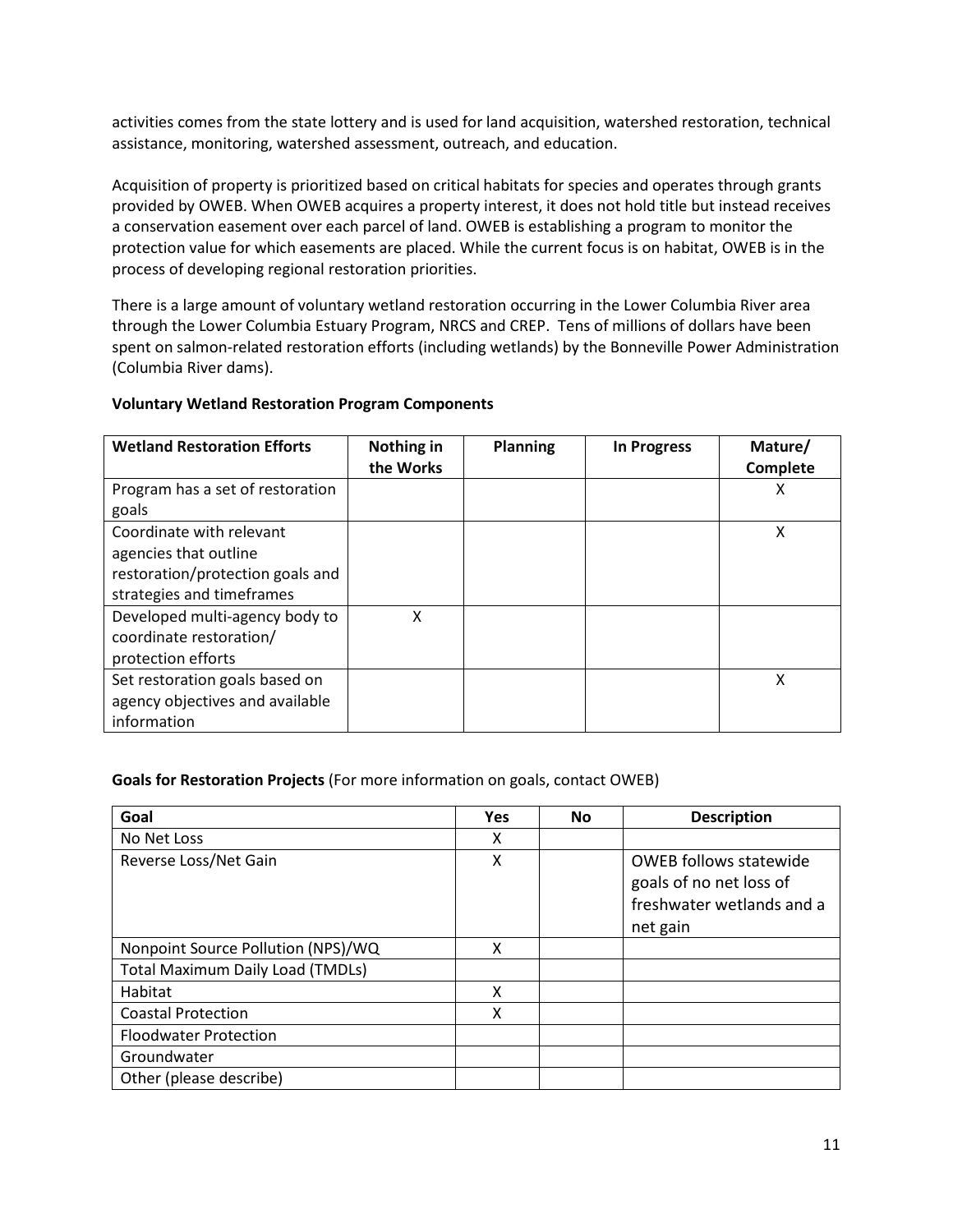activities comes from the state lottery and is used for land acquisition, watershed restoration, technical assistance, monitoring, watershed assessment, outreach, and education.

Acquisition of property is prioritized based on critical habitats for species and operates through grants provided by OWEB. When OWEB acquires a property interest, it does not hold title but instead receives a conservation easement over each parcel of land. OWEB is establishing a program to monitor the protection value for which easements are placed. While the current focus is on habitat, OWEB is in the process of developing regional restoration priorities.

There is a large amount of voluntary wetland restoration occurring in the Lower Columbia River area through the Lower Columbia Estuary Program, NRCS and CREP. Tens of millions of dollars have been spent on salmon-related restoration efforts (including wetlands) by the Bonneville Power Administration (Columbia River dams).

**Voluntary Wetland Restoration Program Components**

| Wetland Restoration Efforts | Nothing in the Works | Planning | In Progress | Mature/ Complete |
|---|---|---|---|---|
| Program has a set of restoration goals | | | | X |
| Coordinate with relevant agencies that outline restoration/protection goals and strategies and timeframes | | | | X |
| Developed multi-agency body to coordinate restoration/ protection efforts | X | | | |
| Set restoration goals based on agency objectives and available information | | | | X |

**Goals for Restoration Projects** (For more information on goals, contact OWEB)

| Goal | Yes | No | Description |
|---|---|---|---|
| No Net Loss | X | | |
| Reverse Loss/Net Gain | X | | OWEB follows statewide goals of no net loss of freshwater wetlands and a net gain |
| Nonpoint Source Pollution (NPS)/WQ | X | | |
| Total Maximum Daily Load (TMDLs) | | | |
| Habitat | X | | |
| Coastal Protection | X | | |
| Floodwater Protection | | | |
| Groundwater | | | |
| Other (please describe) | | | |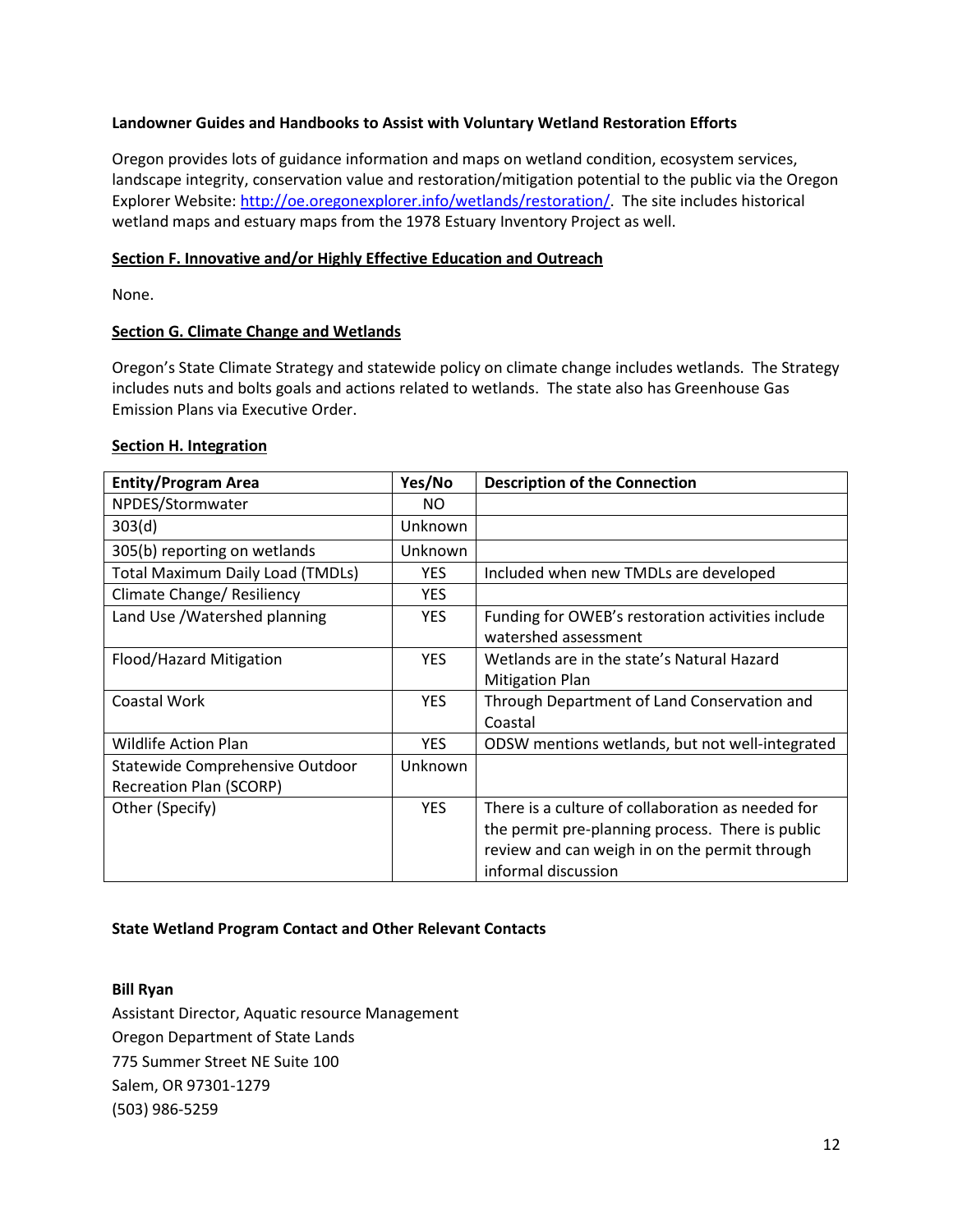**Landowner Guides and Handbooks to Assist with Voluntary Wetland Restoration Efforts**

Oregon provides lots of guidance information and maps on wetland condition, ecosystem services, landscape integrity, conservation value and restoration/mitigation potential to the public via the Oregon Explorer Website: http://oe.oregonexplorer.info/wetlands/restoration/. The site includes historical wetland maps and estuary maps from the 1978 Estuary Inventory Project as well.

## Section F. Innovative and/or Highly Effective Education and Outreach

None.

## Section G. Climate Change and Wetlands

Oregon's State Climate Strategy and statewide policy on climate change includes wetlands. The Strategy includes nuts and bolts goals and actions related to wetlands. The state also has Greenhouse Gas Emission Plans via Executive Order.

## Section H. Integration

| Entity/Program Area | Yes/No | Description of the Connection |
|---|---|---|
| NPDES/Stormwater | NO | |
| 303(d) | Unknown | |
| 305(b) reporting on wetlands | Unknown | |
| Total Maximum Daily Load (TMDLs) | YES | Included when new TMDLs are developed |
| Climate Change/ Resiliency | YES | |
| Land Use /Watershed planning | YES | Funding for OWEB's restoration activities include watershed assessment |
| Flood/Hazard Mitigation | YES | Wetlands are in the state's Natural Hazard Mitigation Plan |
| Coastal Work | YES | Through Department of Land Conservation and Coastal |
| Wildlife Action Plan | YES | ODSW mentions wetlands, but not well-integrated |
| Statewide Comprehensive Outdoor Recreation Plan (SCORP) | Unknown | |
| Other (Specify) | YES | There is a culture of collaboration as needed for the permit pre-planning process. There is public review and can weigh in on the permit through informal discussion |

**State Wetland Program Contact and Other Relevant Contacts**

**Bill Ryan**
Assistant Director, Aquatic resource Management
Oregon Department of State Lands
775 Summer Street NE Suite 100
Salem, OR 97301-1279
(503) 986-5259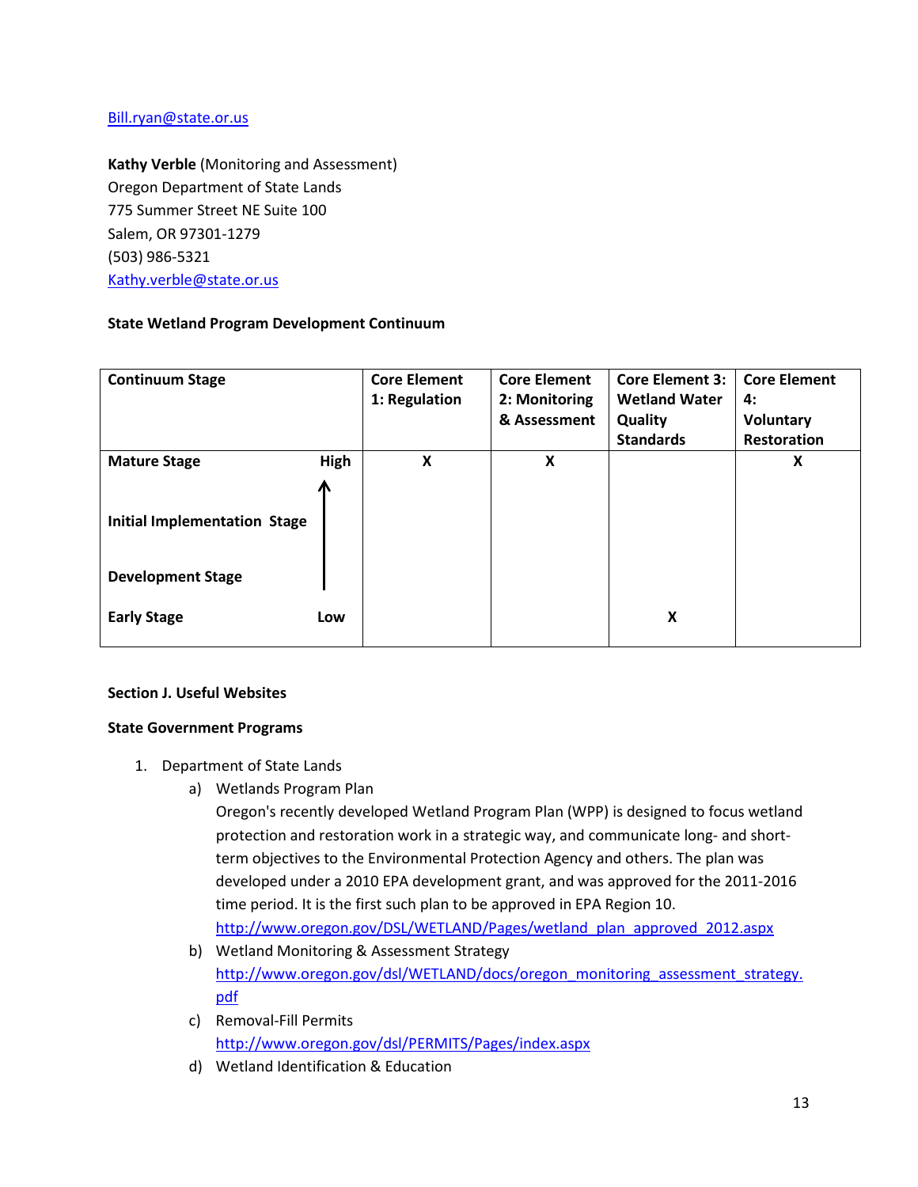[Bill.ryan@state.or.us](mailto:Bill.ryan@state.or.us)

**Kathy Verble** (Monitoring and Assessment)
Oregon Department of State Lands
775 Summer Street NE Suite 100
Salem, OR 97301-1279
(503) 986-5321
[Kathy.verble@state.or.us](mailto:Kathy.verble@state.or.us)

**State Wetland Program Development Continuum**

| Continuum Stage | | Core Element 1: Regulation | Core Element 2: Monitoring & Assessment | Core Element 3: Wetland Water Quality Standards | Core Element 4: Voluntary Restoration |
|---|---|---|---|---|---|
| **Mature Stage** | **High** | **X** | **X** | | **X** |
| **Initial Implementation Stage** | ↑ | | | | |
| **Development Stage** | | | | | |
| **Early Stage** | **Low** | | | **X** | |

**Section J. Useful Websites**

**State Government Programs**

1. Department of State Lands
   a) Wetlands Program Plan
      Oregon's recently developed Wetland Program Plan (WPP) is designed to focus wetland protection and restoration work in a strategic way, and communicate long- and short-term objectives to the Environmental Protection Agency and others. The plan was developed under a 2010 EPA development grant, and was approved for the 2011-2016 time period. It is the first such plan to be approved in EPA Region 10.
      http://www.oregon.gov/DSL/WETLAND/Pages/wetland_plan_approved_2012.aspx
   b) Wetland Monitoring & Assessment Strategy
      http://www.oregon.gov/dsl/WETLAND/docs/oregon_monitoring_assessment_strategy.pdf
   c) Removal-Fill Permits
      http://www.oregon.gov/dsl/PERMITS/Pages/index.aspx
   d) Wetland Identification & Education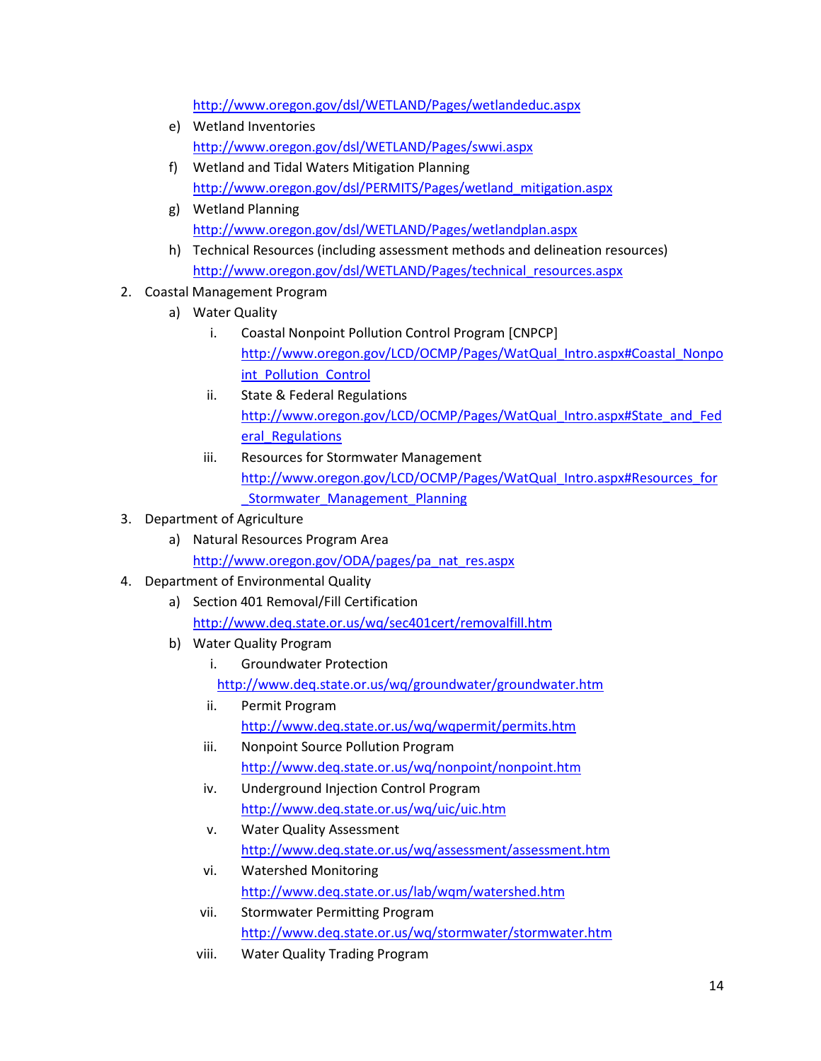http://www.oregon.gov/dsl/WETLAND/Pages/wetlandeduc.aspx

   e) Wetland Inventories
      http://www.oregon.gov/dsl/WETLAND/Pages/swwi.aspx
   f) Wetland and Tidal Waters Mitigation Planning
      http://www.oregon.gov/dsl/PERMITS/Pages/wetland_mitigation.aspx
   g) Wetland Planning
      http://www.oregon.gov/dsl/WETLAND/Pages/wetlandplan.aspx
   h) Technical Resources (including assessment methods and delineation resources)
      http://www.oregon.gov/dsl/WETLAND/Pages/technical_resources.aspx

2. Coastal Management Program
   a) Water Quality
      i. Coastal Nonpoint Pollution Control Program [CNPCP]
         http://www.oregon.gov/LCD/OCMP/Pages/WatQual_Intro.aspx#Coastal_Nonpoint_Pollution_Control
      ii. State & Federal Regulations
         http://www.oregon.gov/LCD/OCMP/Pages/WatQual_Intro.aspx#State_and_Federal_Regulations
      iii. Resources for Stormwater Management
         http://www.oregon.gov/LCD/OCMP/Pages/WatQual_Intro.aspx#Resources_for_Stormwater_Management_Planning
3. Department of Agriculture
   a) Natural Resources Program Area
      http://www.oregon.gov/ODA/pages/pa_nat_res.aspx
4. Department of Environmental Quality
   a) Section 401 Removal/Fill Certification
      http://www.deq.state.or.us/wq/sec401cert/removalfill.htm
   b) Water Quality Program
      i. Groundwater Protection
         http://www.deq.state.or.us/wq/groundwater/groundwater.htm
      ii. Permit Program
         http://www.deq.state.or.us/wq/wqpermit/permits.htm
      iii. Nonpoint Source Pollution Program
         http://www.deq.state.or.us/wq/nonpoint/nonpoint.htm
      iv. Underground Injection Control Program
         http://www.deq.state.or.us/wq/uic/uic.htm
      v. Water Quality Assessment
         http://www.deq.state.or.us/wq/assessment/assessment.htm
      vi. Watershed Monitoring
         http://www.deq.state.or.us/lab/wqm/watershed.htm
      vii. Stormwater Permitting Program
         http://www.deq.state.or.us/wq/stormwater/stormwater.htm
      viii. Water Quality Trading Program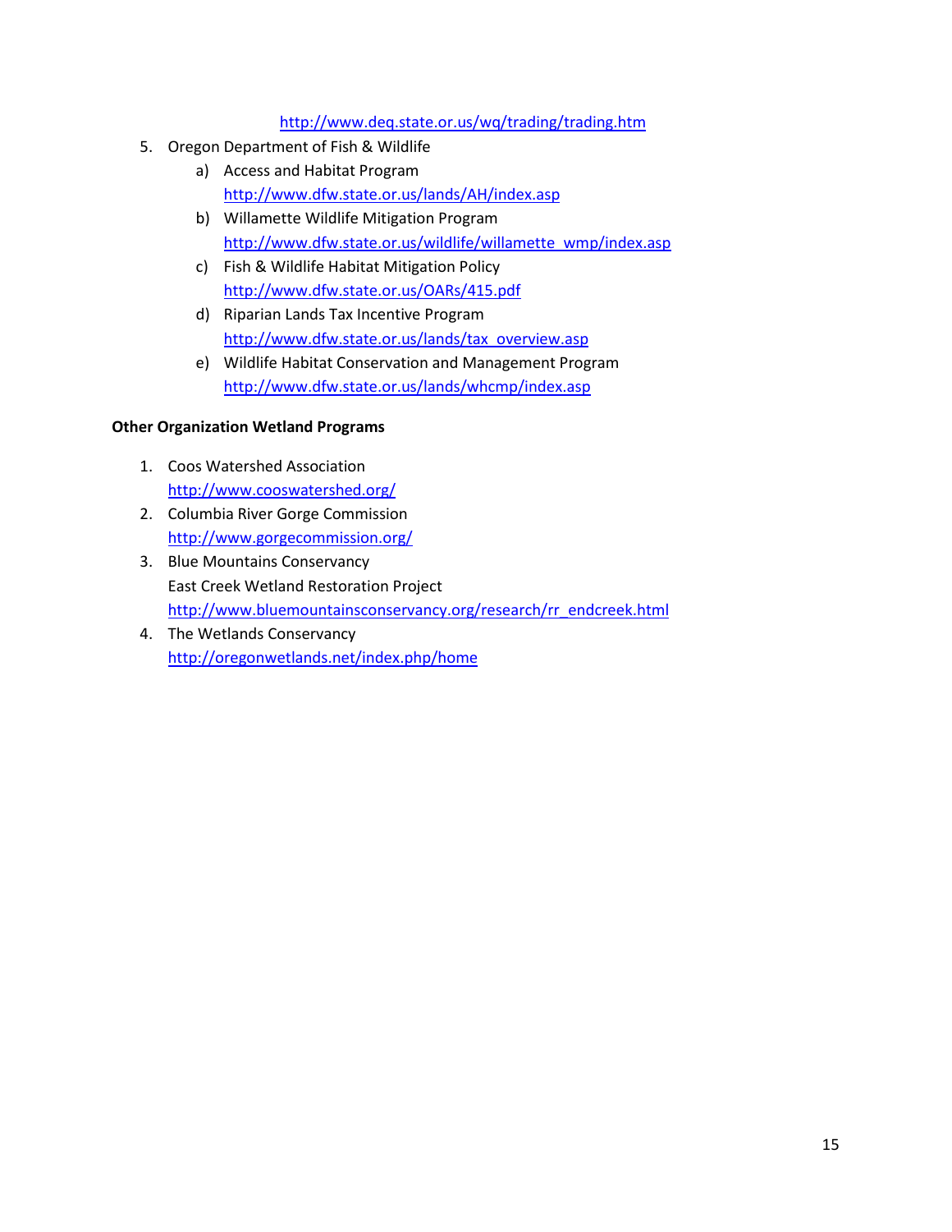http://www.deq.state.or.us/wq/trading/trading.htm

5. Oregon Department of Fish & Wildlife
   a) Access and Habitat Program
      http://www.dfw.state.or.us/lands/AH/index.asp
   b) Willamette Wildlife Mitigation Program
      http://www.dfw.state.or.us/wildlife/willamette_wmp/index.asp
   c) Fish & Wildlife Habitat Mitigation Policy
      http://www.dfw.state.or.us/OARs/415.pdf
   d) Riparian Lands Tax Incentive Program
      http://www.dfw.state.or.us/lands/tax_overview.asp
   e) Wildlife Habitat Conservation and Management Program
      http://www.dfw.state.or.us/lands/whcmp/index.asp

**Other Organization Wetland Programs**

1. Coos Watershed Association
   http://www.cooswatershed.org/
2. Columbia River Gorge Commission
   http://www.gorgecommission.org/
3. Blue Mountains Conservancy
   East Creek Wetland Restoration Project
   http://www.bluemountainsconservancy.org/research/rr_endcreek.html
4. The Wetlands Conservancy
   http://oregonwetlands.net/index.php/home